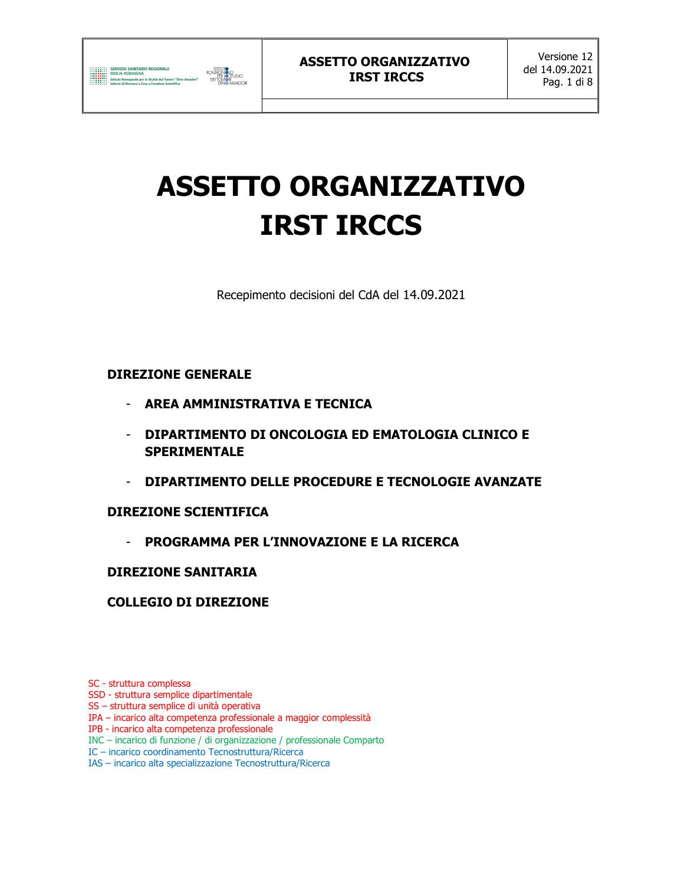# ASSETTO ORGANIZZATIVO IRST IRCCS

Recepimento decisioni del CdA del 14.09.2021

**DIREZIONE GENERALE**

- **AREA AMMINISTRATIVA E TECNICA**
- **DIPARTIMENTO DI ONCOLOGIA ED EMATOLOGIA CLINICO E SPERIMENTALE**
- **DIPARTIMENTO DELLE PROCEDURE E TECNOLOGIE AVANZATE**

**DIREZIONE SCIENTIFICA**

- **PROGRAMMA PER L'INNOVAZIONE E LA RICERCA**

**DIREZIONE SANITARIA**

**COLLEGIO DI DIREZIONE**

SC - struttura complessa
SSD - struttura semplice dipartimentale
SS – struttura semplice di unità operativa
IPA – incarico alta competenza professionale a maggior complessità
IPB - incarico alta competenza professionale
INC – incarico di funzione / di organizzazione / professionale Comparto
IC – incarico coordinamento Tecnostruttura/Ricerca
IAS – incarico alta specializzazione Tecnostruttura/Ricerca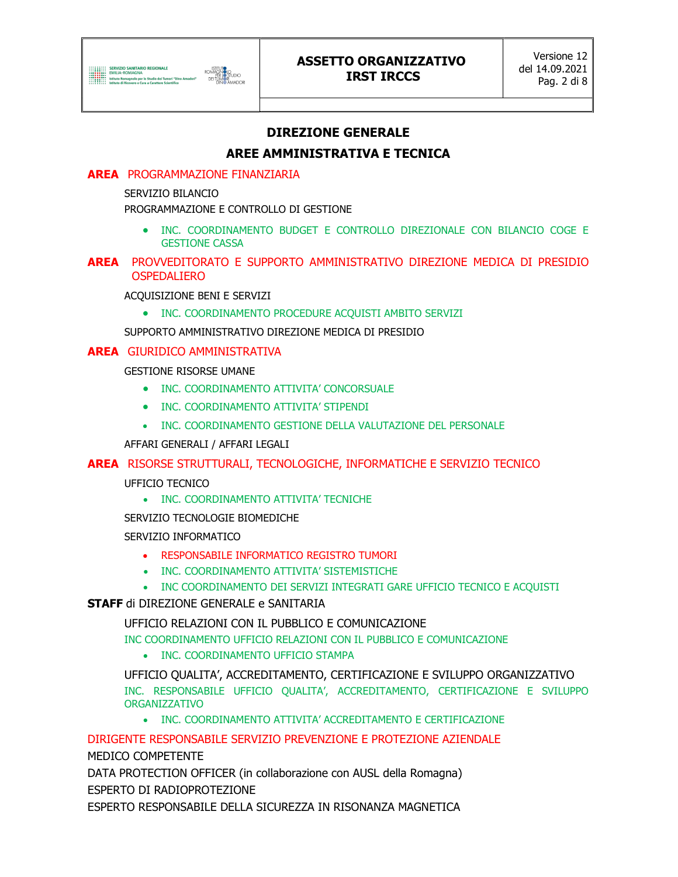## DIREZIONE GENERALE

## AREE AMMINISTRATIVA E TECNICA

**AREA** PROGRAMMAZIONE FINANZIARIA

SERVIZIO BILANCIO

PROGRAMMAZIONE E CONTROLLO DI GESTIONE

- INC. COORDINAMENTO BUDGET E CONTROLLO DIREZIONALE CON BILANCIO COGE E GESTIONE CASSA

**AREA** PROVVEDITORATO E SUPPORTO AMMINISTRATIVO DIREZIONE MEDICA DI PRESIDIO OSPEDALIERO

ACQUISIZIONE BENI E SERVIZI

- INC. COORDINAMENTO PROCEDURE ACQUISTI AMBITO SERVIZI

SUPPORTO AMMINISTRATIVO DIREZIONE MEDICA DI PRESIDIO

**AREA** GIURIDICO AMMINISTRATIVA

GESTIONE RISORSE UMANE

- INC. COORDINAMENTO ATTIVITA' CONCORSUALE
- INC. COORDINAMENTO ATTIVITA' STIPENDI
- INC. COORDINAMENTO GESTIONE DELLA VALUTAZIONE DEL PERSONALE

AFFARI GENERALI / AFFARI LEGALI

**AREA** RISORSE STRUTTURALI, TECNOLOGICHE, INFORMATICHE E SERVIZIO TECNICO

UFFICIO TECNICO

- INC. COORDINAMENTO ATTIVITA' TECNICHE

SERVIZIO TECNOLOGIE BIOMEDICHE

SERVIZIO INFORMATICO

- RESPONSABILE INFORMATICO REGISTRO TUMORI
- INC. COORDINAMENTO ATTIVITA' SISTEMISTICHE
- INC COORDINAMENTO DEI SERVIZI INTEGRATI GARE UFFICIO TECNICO E ACQUISTI

**STAFF** di DIREZIONE GENERALE e SANITARIA

UFFICIO RELAZIONI CON IL PUBBLICO E COMUNICAZIONE

INC COORDINAMENTO UFFICIO RELAZIONI CON IL PUBBLICO E COMUNICAZIONE

- INC. COORDINAMENTO UFFICIO STAMPA

UFFICIO QUALITA', ACCREDITAMENTO, CERTIFICAZIONE E SVILUPPO ORGANIZZATIVO

INC. RESPONSABILE UFFICIO QUALITA', ACCREDITAMENTO, CERTIFICAZIONE E SVILUPPO ORGANIZZATIVO

- INC. COORDINAMENTO ATTIVITA' ACCREDITAMENTO E CERTIFICAZIONE

DIRIGENTE RESPONSABILE SERVIZIO PREVENZIONE E PROTEZIONE AZIENDALE

MEDICO COMPETENTE

DATA PROTECTION OFFICER (in collaborazione con AUSL della Romagna)

ESPERTO DI RADIOPROTEZIONE

ESPERTO RESPONSABILE DELLA SICUREZZA IN RISONANZA MAGNETICA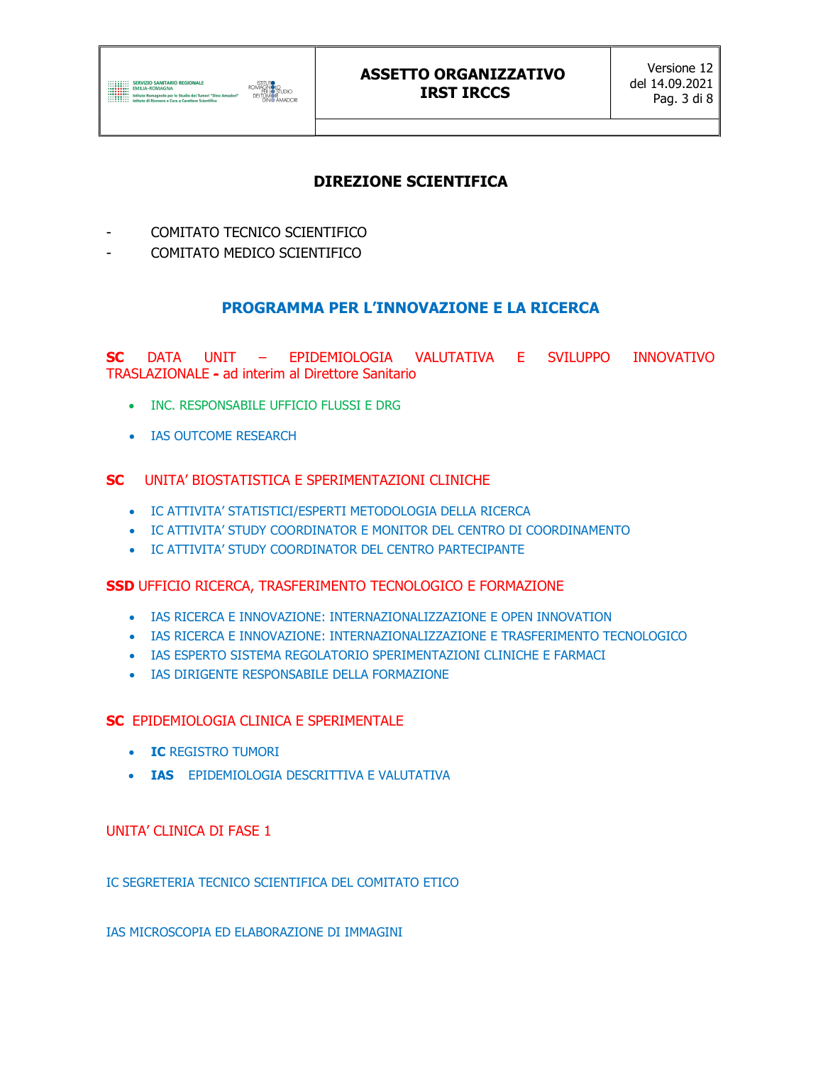## DIREZIONE SCIENTIFICA

- COMITATO TECNICO SCIENTIFICO
- COMITATO MEDICO SCIENTIFICO

## PROGRAMMA PER L'INNOVAZIONE E LA RICERCA

**SC** DATA UNIT – EPIDEMIOLOGIA VALUTATIVA E SVILUPPO INNOVATIVO TRASLAZIONALE **-** ad interim al Direttore Sanitario

- INC. RESPONSABILE UFFICIO FLUSSI E DRG
- IAS OUTCOME RESEARCH

**SC** UNITA' BIOSTATISTICA E SPERIMENTAZIONI CLINICHE

- IC ATTIVITA' STATISTICI/ESPERTI METODOLOGIA DELLA RICERCA
- IC ATTIVITA' STUDY COORDINATOR E MONITOR DEL CENTRO DI COORDINAMENTO
- IC ATTIVITA' STUDY COORDINATOR DEL CENTRO PARTECIPANTE

**SSD** UFFICIO RICERCA, TRASFERIMENTO TECNOLOGICO E FORMAZIONE

- IAS RICERCA E INNOVAZIONE: INTERNAZIONALIZZAZIONE E OPEN INNOVATION
- IAS RICERCA E INNOVAZIONE: INTERNAZIONALIZZAZIONE E TRASFERIMENTO TECNOLOGICO
- IAS ESPERTO SISTEMA REGOLATORIO SPERIMENTAZIONI CLINICHE E FARMACI
- IAS DIRIGENTE RESPONSABILE DELLA FORMAZIONE

**SC** EPIDEMIOLOGIA CLINICA E SPERIMENTALE

- **IC** REGISTRO TUMORI
- **IAS** EPIDEMIOLOGIA DESCRITTIVA E VALUTATIVA

UNITA' CLINICA DI FASE 1

IC SEGRETERIA TECNICO SCIENTIFICA DEL COMITATO ETICO

IAS MICROSCOPIA ED ELABORAZIONE DI IMMAGINI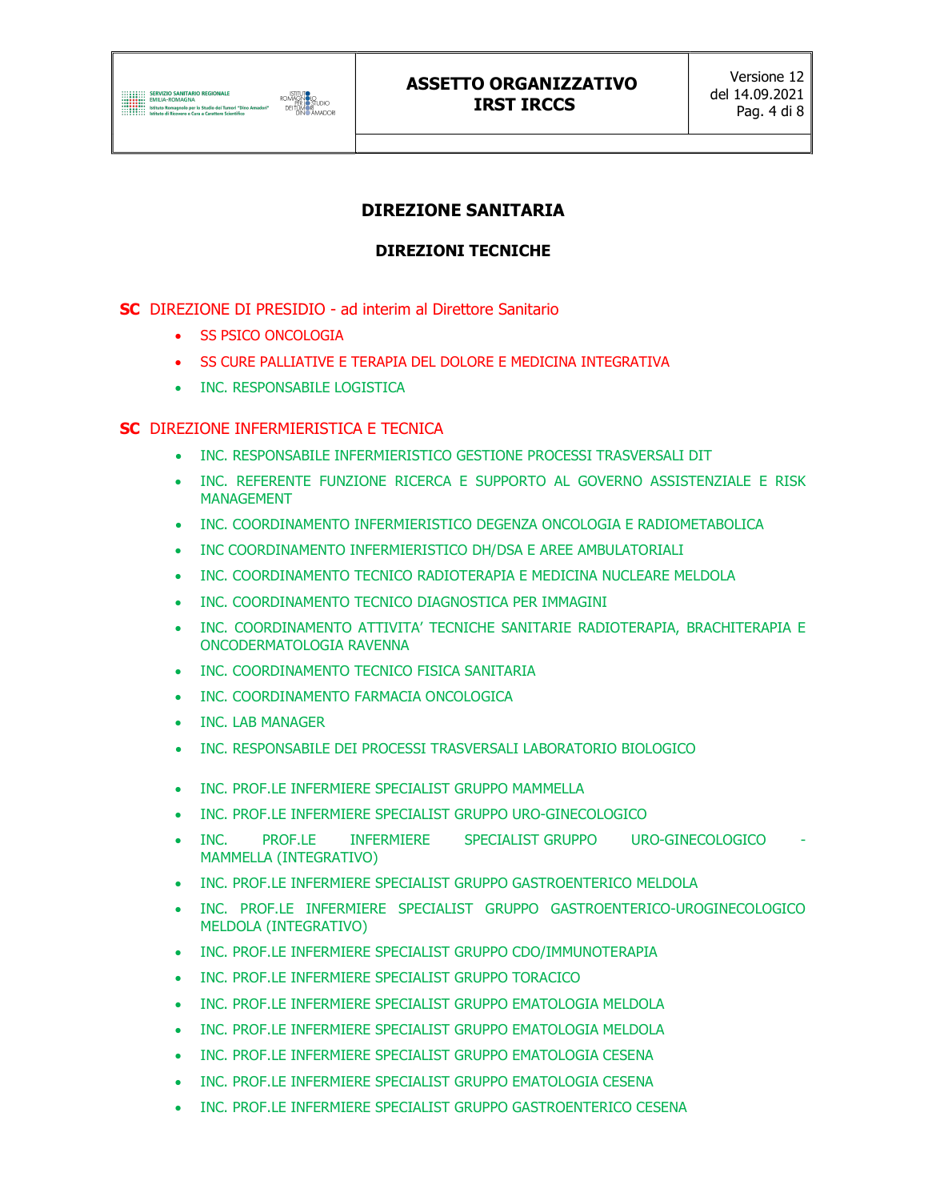## DIREZIONE SANITARIA

### DIREZIONI TECNICHE

**SC** DIREZIONE DI PRESIDIO - ad interim al Direttore Sanitario

- SS PSICO ONCOLOGIA
- SS CURE PALLIATIVE E TERAPIA DEL DOLORE E MEDICINA INTEGRATIVA
- INC. RESPONSABILE LOGISTICA

**SC** DIREZIONE INFERMIERISTICA E TECNICA

- INC. RESPONSABILE INFERMIERISTICO GESTIONE PROCESSI TRASVERSALI DIT
- INC. REFERENTE FUNZIONE RICERCA E SUPPORTO AL GOVERNO ASSISTENZIALE E RISK MANAGEMENT
- INC. COORDINAMENTO INFERMIERISTICO DEGENZA ONCOLOGIA E RADIOMETABOLICA
- INC COORDINAMENTO INFERMIERISTICO DH/DSA E AREE AMBULATORIALI
- INC. COORDINAMENTO TECNICO RADIOTERAPIA E MEDICINA NUCLEARE MELDOLA
- INC. COORDINAMENTO TECNICO DIAGNOSTICA PER IMMAGINI
- INC. COORDINAMENTO ATTIVITA' TECNICHE SANITARIE RADIOTERAPIA, BRACHITERAPIA E ONCODERMATOLOGIA RAVENNA
- INC. COORDINAMENTO TECNICO FISICA SANITARIA
- INC. COORDINAMENTO FARMACIA ONCOLOGICA
- INC. LAB MANAGER
- INC. RESPONSABILE DEI PROCESSI TRASVERSALI LABORATORIO BIOLOGICO
- INC. PROF.LE INFERMIERE SPECIALIST GRUPPO MAMMELLA
- INC. PROF.LE INFERMIERE SPECIALIST GRUPPO URO-GINECOLOGICO
- INC. PROF.LE INFERMIERE SPECIALIST GRUPPO URO-GINECOLOGICO - MAMMELLA (INTEGRATIVO)
- INC. PROF.LE INFERMIERE SPECIALIST GRUPPO GASTROENTERICO MELDOLA
- INC. PROF.LE INFERMIERE SPECIALIST GRUPPO GASTROENTERICO-UROGINECOLOGICO MELDOLA (INTEGRATIVO)
- INC. PROF.LE INFERMIERE SPECIALIST GRUPPO CDO/IMMUNOTERAPIA
- INC. PROF.LE INFERMIERE SPECIALIST GRUPPO TORACICO
- INC. PROF.LE INFERMIERE SPECIALIST GRUPPO EMATOLOGIA MELDOLA
- INC. PROF.LE INFERMIERE SPECIALIST GRUPPO EMATOLOGIA MELDOLA
- INC. PROF.LE INFERMIERE SPECIALIST GRUPPO EMATOLOGIA CESENA
- INC. PROF.LE INFERMIERE SPECIALIST GRUPPO EMATOLOGIA CESENA
- INC. PROF.LE INFERMIERE SPECIALIST GRUPPO GASTROENTERICO CESENA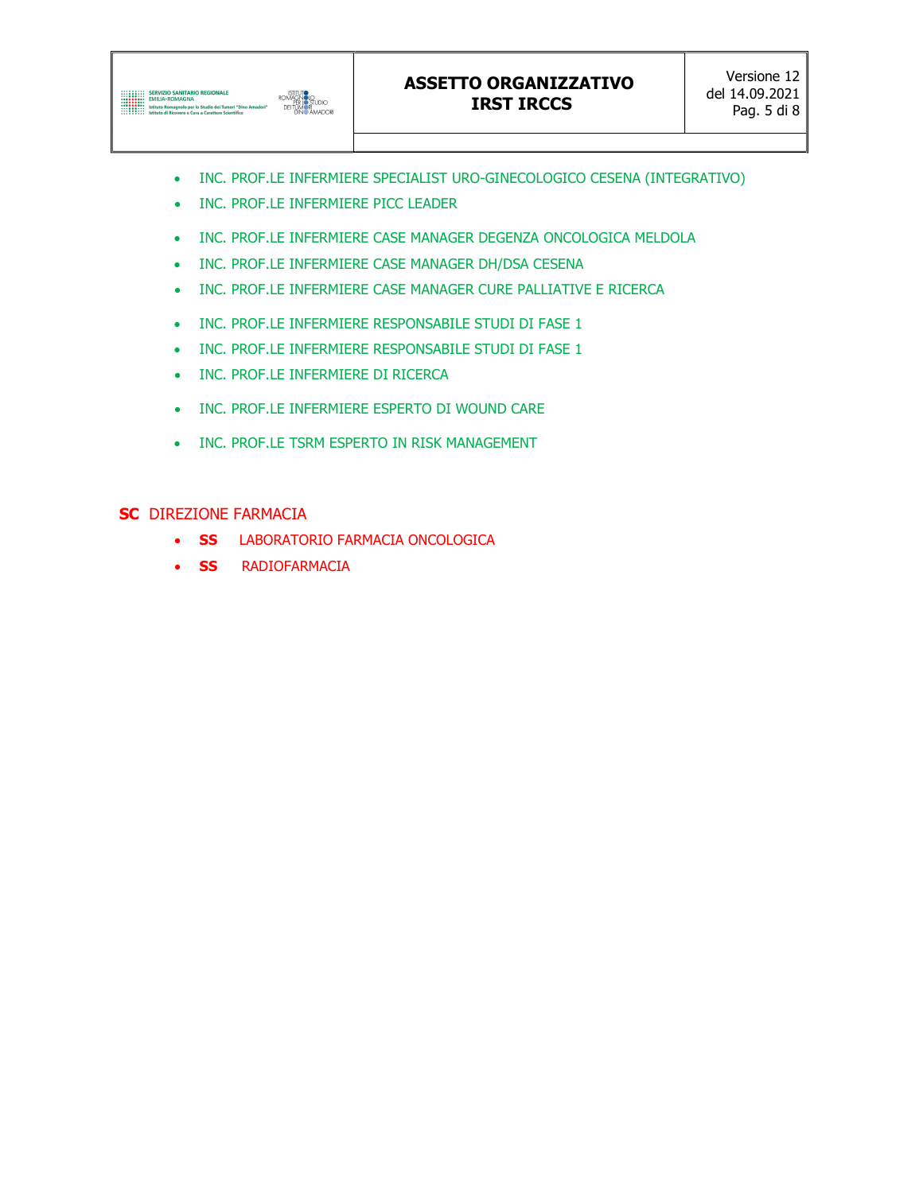- INC. PROF.LE INFERMIERE SPECIALIST URO-GINECOLOGICO CESENA (INTEGRATIVO)
- INC. PROF.LE INFERMIERE PICC LEADER
- INC. PROF.LE INFERMIERE CASE MANAGER DEGENZA ONCOLOGICA MELDOLA
- INC. PROF.LE INFERMIERE CASE MANAGER DH/DSA CESENA
- INC. PROF.LE INFERMIERE CASE MANAGER CURE PALLIATIVE E RICERCA
- INC. PROF.LE INFERMIERE RESPONSABILE STUDI DI FASE 1
- INC. PROF.LE INFERMIERE RESPONSABILE STUDI DI FASE 1
- INC. PROF.LE INFERMIERE DI RICERCA
- INC. PROF.LE INFERMIERE ESPERTO DI WOUND CARE
- INC. PROF.LE TSRM ESPERTO IN RISK MANAGEMENT

**SC** DIREZIONE FARMACIA

- **SS** LABORATORIO FARMACIA ONCOLOGICA
- **SS** RADIOFARMACIA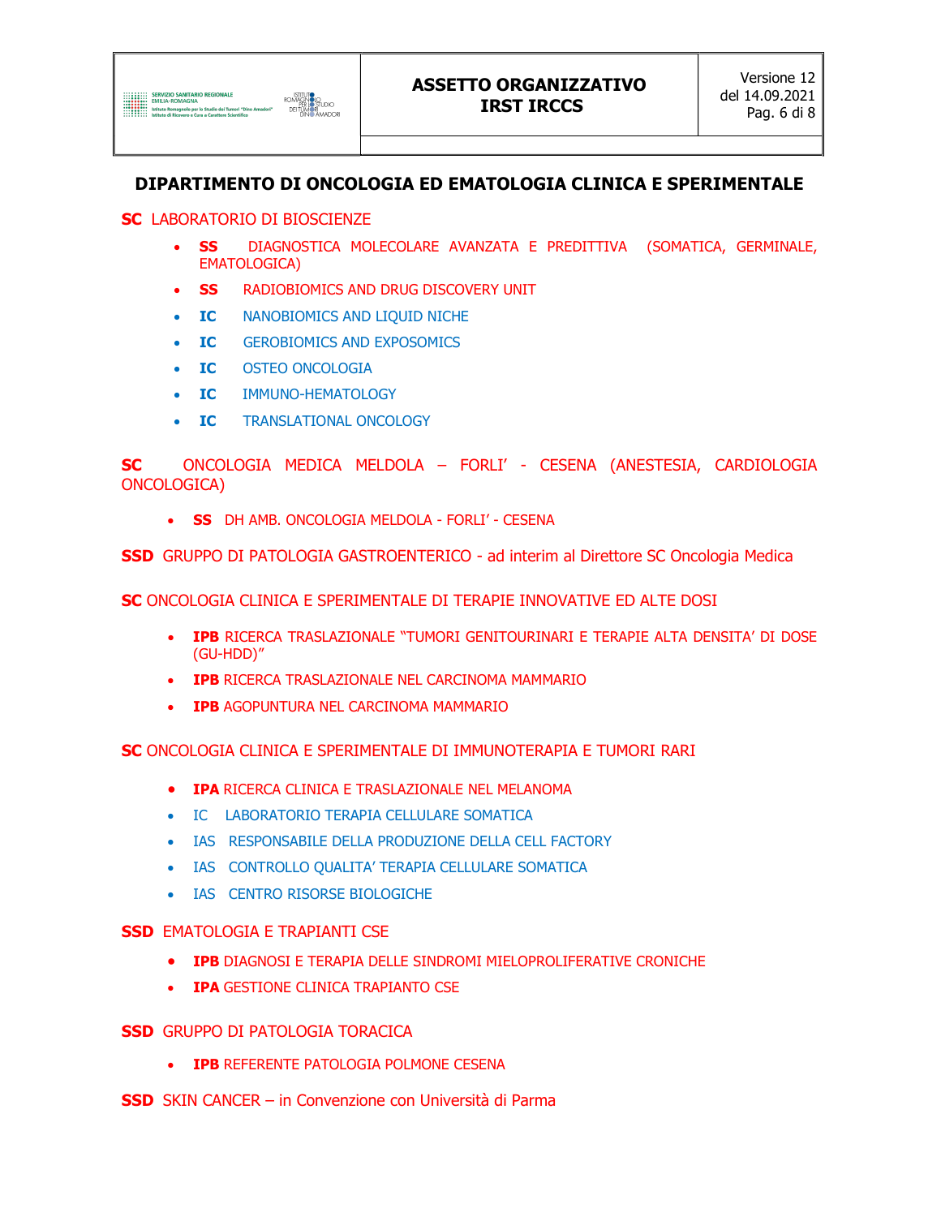## DIPARTIMENTO DI ONCOLOGIA ED EMATOLOGIA CLINICA E SPERIMENTALE

**SC** LABORATORIO DI BIOSCIENZE

- **SS** DIAGNOSTICA MOLECOLARE AVANZATA E PREDITTIVA (SOMATICA, GERMINALE, EMATOLOGICA)
- **SS** RADIOBIOMICS AND DRUG DISCOVERY UNIT
- **IC** NANOBIOMICS AND LIQUID NICHE
- **IC** GEROBIOMICS AND EXPOSOMICS
- **IC** OSTEO ONCOLOGIA
- **IC** IMMUNO-HEMATOLOGY
- **IC** TRANSLATIONAL ONCOLOGY

**SC** ONCOLOGIA MEDICA MELDOLA – FORLI' - CESENA (ANESTESIA, CARDIOLOGIA ONCOLOGICA)

- **SS** DH AMB. ONCOLOGIA MELDOLA - FORLI' - CESENA

**SSD** GRUPPO DI PATOLOGIA GASTROENTERICO - ad interim al Direttore SC Oncologia Medica

**SC** ONCOLOGIA CLINICA E SPERIMENTALE DI TERAPIE INNOVATIVE ED ALTE DOSI

- **IPB** RICERCA TRASLAZIONALE "TUMORI GENITOURINARI E TERAPIE ALTA DENSITA' DI DOSE (GU-HDD)"
- **IPB** RICERCA TRASLAZIONALE NEL CARCINOMA MAMMARIO
- **IPB** AGOPUNTURA NEL CARCINOMA MAMMARIO

**SC** ONCOLOGIA CLINICA E SPERIMENTALE DI IMMUNOTERAPIA E TUMORI RARI

- **IPA** RICERCA CLINICA E TRASLAZIONALE NEL MELANOMA
- IC LABORATORIO TERAPIA CELLULARE SOMATICA
- IAS RESPONSABILE DELLA PRODUZIONE DELLA CELL FACTORY
- IAS CONTROLLO QUALITA' TERAPIA CELLULARE SOMATICA
- IAS CENTRO RISORSE BIOLOGICHE

**SSD** EMATOLOGIA E TRAPIANTI CSE

- **IPB** DIAGNOSI E TERAPIA DELLE SINDROMI MIELOPROLIFERATIVE CRONICHE
- **IPA** GESTIONE CLINICA TRAPIANTO CSE

**SSD** GRUPPO DI PATOLOGIA TORACICA

- **IPB** REFERENTE PATOLOGIA POLMONE CESENA

**SSD** SKIN CANCER – in Convenzione con Università di Parma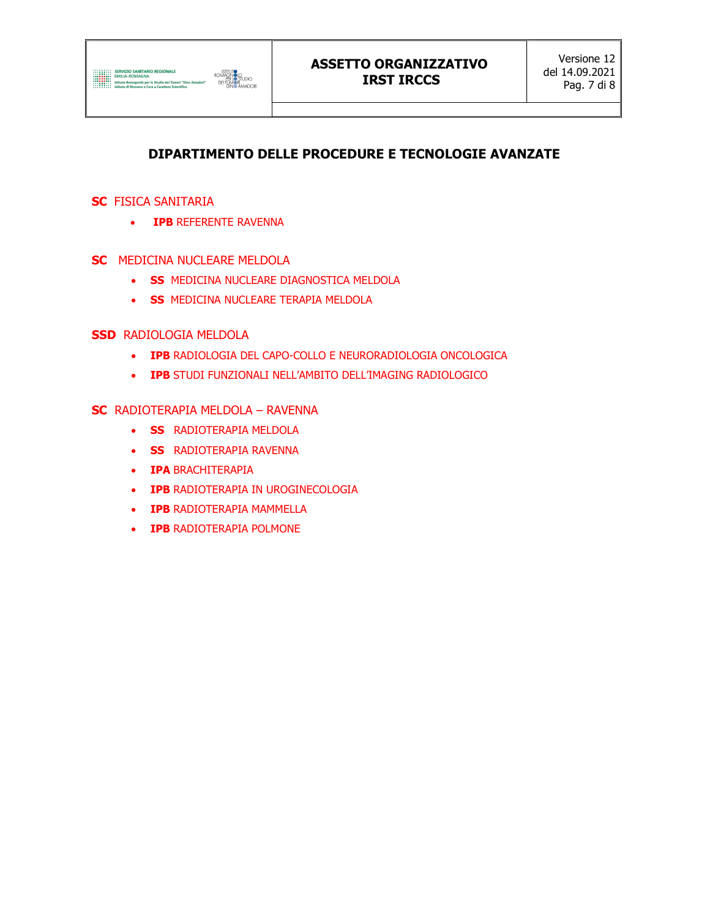## DIPARTIMENTO DELLE PROCEDURE E TECNOLOGIE AVANZATE

**SC** FISICA SANITARIA

- **IPB** REFERENTE RAVENNA

**SC** MEDICINA NUCLEARE MELDOLA

- **SS** MEDICINA NUCLEARE DIAGNOSTICA MELDOLA
- **SS** MEDICINA NUCLEARE TERAPIA MELDOLA

**SSD** RADIOLOGIA MELDOLA

- **IPB** RADIOLOGIA DEL CAPO-COLLO E NEURORADIOLOGIA ONCOLOGICA
- **IPB** STUDI FUNZIONALI NELL'AMBITO DELL'IMAGING RADIOLOGICO

**SC** RADIOTERAPIA MELDOLA – RAVENNA

- **SS** RADIOTERAPIA MELDOLA
- **SS** RADIOTERAPIA RAVENNA
- **IPA** BRACHITERAPIA
- **IPB** RADIOTERAPIA IN UROGINECOLOGIA
- **IPB** RADIOTERAPIA MAMMELLA
- **IPB** RADIOTERAPIA POLMONE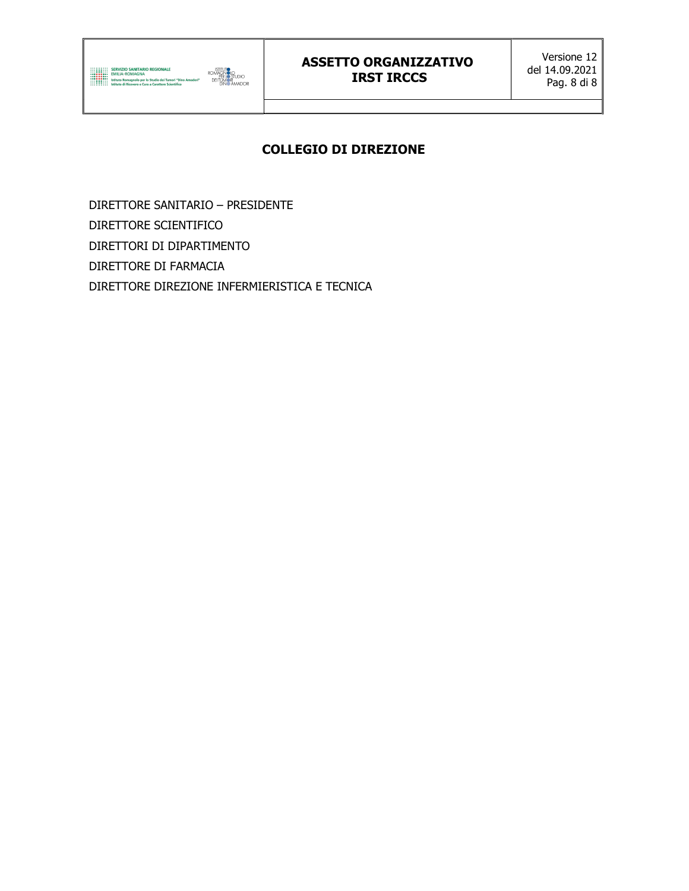## COLLEGIO DI DIREZIONE

DIRETTORE SANITARIO – PRESIDENTE

DIRETTORE SCIENTIFICO

DIRETTORI DI DIPARTIMENTO

DIRETTORE DI FARMACIA

DIRETTORE DIREZIONE INFERMIERISTICA E TECNICA